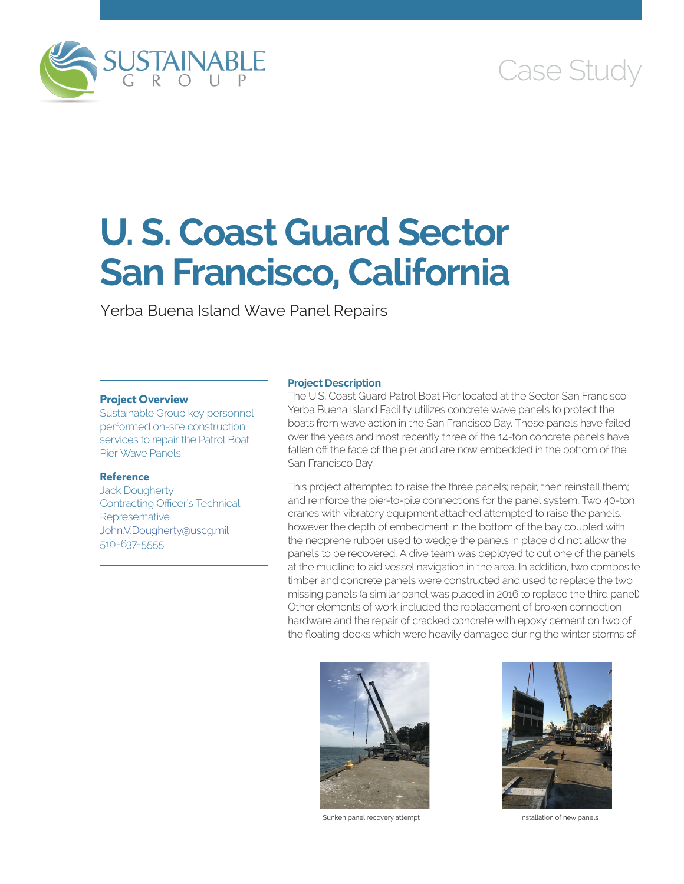Case Study

# U. S. Coast Guard Sector San Francisco, California

Yerba Buena Island Wave Panel Repairs

**Project Overview**

Sustainable Group key personnel performed on-site construction services to repair the Patrol Boat Pier Wave Panels.

**Reference**

Jack Dougherty
Contracting Officer's Technical Representative
John.V.Dougherty@uscg.mil
510-637-5555

**Project Description**

The U.S. Coast Guard Patrol Boat Pier located at the Sector San Francisco Yerba Buena Island Facility utilizes concrete wave panels to protect the boats from wave action in the San Francisco Bay. These panels have failed over the years and most recently three of the 14-ton concrete panels have fallen off the face of the pier and are now embedded in the bottom of the San Francisco Bay.

This project attempted to raise the three panels; repair, then reinstall them; and reinforce the pier-to-pile connections for the panel system. Two 40-ton cranes with vibratory equipment attached attempted to raise the panels, however the depth of embedment in the bottom of the bay coupled with the neoprene rubber used to wedge the panels in place did not allow the panels to be recovered. A dive team was deployed to cut one of the panels at the mudline to aid vessel navigation in the area. In addition, two composite timber and concrete panels were constructed and used to replace the two missing panels (a similar panel was placed in 2016 to replace the third panel). Other elements of work included the replacement of broken connection hardware and the repair of cracked concrete with epoxy cement on two of the floating docks which were heavily damaged during the winter storms of

Sunken panel recovery attempt

Installation of new panels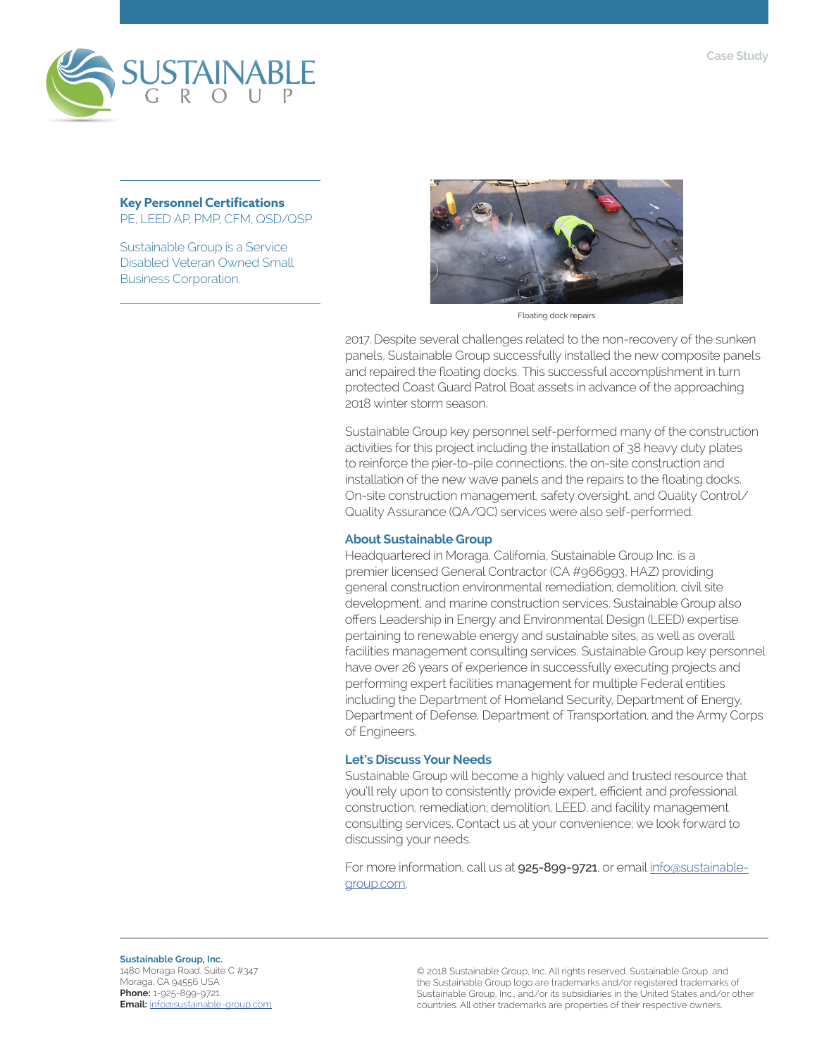**Key Personnel Certifications**
PE, LEED AP, PMP, CFM, QSD/QSP

Sustainable Group is a Service Disabled Veteran Owned Small Business Corporation.

Floating dock repairs

2017. Despite several challenges related to the non-recovery of the sunken panels, Sustainable Group successfully installed the new composite panels and repaired the floating docks. This successful accomplishment in turn protected Coast Guard Patrol Boat assets in advance of the approaching 2018 winter storm season.

Sustainable Group key personnel self-performed many of the construction activities for this project including the installation of 38 heavy duty plates to reinforce the pier-to-pile connections, the on-site construction and installation of the new wave panels and the repairs to the floating docks. On-site construction management, safety oversight, and Quality Control/ Quality Assurance (QA/QC) services were also self-performed.

### About Sustainable Group

Headquartered in Moraga, California, Sustainable Group Inc. is a premier licensed General Contractor (CA #966993, HAZ) providing general construction environmental remediation, demolition, civil site development, and marine construction services. Sustainable Group also offers Leadership in Energy and Environmental Design (LEED) expertise pertaining to renewable energy and sustainable sites, as well as overall facilities management consulting services. Sustainable Group key personnel have over 26 years of experience in successfully executing projects and performing expert facilities management for multiple Federal entities including the Department of Homeland Security, Department of Energy, Department of Defense, Department of Transportation, and the Army Corps of Engineers.

### Let's Discuss Your Needs

Sustainable Group will become a highly valued and trusted resource that you'll rely upon to consistently provide expert, efficient and professional construction, remediation, demolition, LEED, and facility management consulting services. Contact us at your convenience; we look forward to discussing your needs.

For more information, call us at 925-899-9721, or email info@sustainable-group.com.

**Sustainable Group, Inc.**
1480 Moraga Road, Suite C #347
Moraga, CA 94556 USA
**Phone:** 1-925-899-9721
**Email:** info@sustainable-group.com

© 2018 Sustainable Group, Inc. All rights reserved. Sustainable Group, and the Sustainable Group logo are trademarks and/or registered trademarks of Sustainable Group, Inc., and/or its subsidiaries in the United States and/or other countries. All other trademarks are properties of their respective owners.